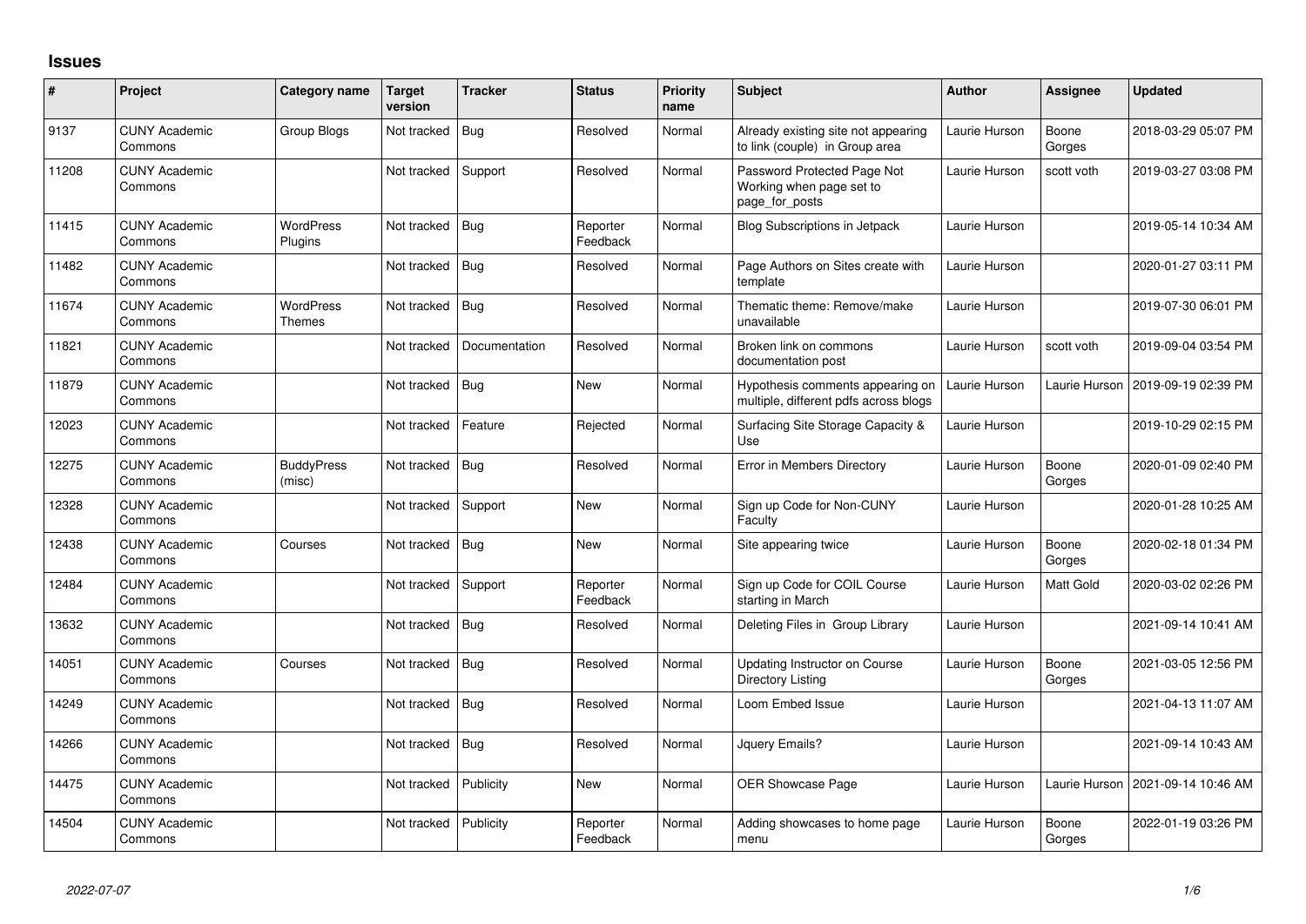# Issues

| # | Project | Category name | Target version | Tracker | Status | Priority name | Subject | Author | Assignee | Updated |
|---|---|---|---|---|---|---|---|---|---|---|
| 9137 | CUNY Academic Commons | Group Blogs | Not tracked | Bug | Resolved | Normal | Already existing site not appearing to link (couple) in Group area | Laurie Hurson | Boone Gorges | 2018-03-29 05:07 PM |
| 11208 | CUNY Academic Commons | | Not tracked | Support | Resolved | Normal | Password Protected Page Not Working when page set to page_for_posts | Laurie Hurson | scott voth | 2019-03-27 03:08 PM |
| 11415 | CUNY Academic Commons | WordPress Plugins | Not tracked | Bug | Reporter Feedback | Normal | Blog Subscriptions in Jetpack | Laurie Hurson | | 2019-05-14 10:34 AM |
| 11482 | CUNY Academic Commons | | Not tracked | Bug | Resolved | Normal | Page Authors on Sites create with template | Laurie Hurson | | 2020-01-27 03:11 PM |
| 11674 | CUNY Academic Commons | WordPress Themes | Not tracked | Bug | Resolved | Normal | Thematic theme: Remove/make unavailable | Laurie Hurson | | 2019-07-30 06:01 PM |
| 11821 | CUNY Academic Commons | | Not tracked | Documentation | Resolved | Normal | Broken link on commons documentation post | Laurie Hurson | scott voth | 2019-09-04 03:54 PM |
| 11879 | CUNY Academic Commons | | Not tracked | Bug | New | Normal | Hypothesis comments appearing on multiple, different pdfs across blogs | Laurie Hurson | Laurie Hurson | 2019-09-19 02:39 PM |
| 12023 | CUNY Academic Commons | | Not tracked | Feature | Rejected | Normal | Surfacing Site Storage Capacity & Use | Laurie Hurson | | 2019-10-29 02:15 PM |
| 12275 | CUNY Academic Commons | BuddyPress (misc) | Not tracked | Bug | Resolved | Normal | Error in Members Directory | Laurie Hurson | Boone Gorges | 2020-01-09 02:40 PM |
| 12328 | CUNY Academic Commons | | Not tracked | Support | New | Normal | Sign up Code for Non-CUNY Faculty | Laurie Hurson | | 2020-01-28 10:25 AM |
| 12438 | CUNY Academic Commons | Courses | Not tracked | Bug | New | Normal | Site appearing twice | Laurie Hurson | Boone Gorges | 2020-02-18 01:34 PM |
| 12484 | CUNY Academic Commons | | Not tracked | Support | Reporter Feedback | Normal | Sign up Code for COIL Course starting in March | Laurie Hurson | Matt Gold | 2020-03-02 02:26 PM |
| 13632 | CUNY Academic Commons | | Not tracked | Bug | Resolved | Normal | Deleting Files in Group Library | Laurie Hurson | | 2021-09-14 10:41 AM |
| 14051 | CUNY Academic Commons | Courses | Not tracked | Bug | Resolved | Normal | Updating Instructor on Course Directory Listing | Laurie Hurson | Boone Gorges | 2021-03-05 12:56 PM |
| 14249 | CUNY Academic Commons | | Not tracked | Bug | Resolved | Normal | Loom Embed Issue | Laurie Hurson | | 2021-04-13 11:07 AM |
| 14266 | CUNY Academic Commons | | Not tracked | Bug | Resolved | Normal | Jquery Emails? | Laurie Hurson | | 2021-09-14 10:43 AM |
| 14475 | CUNY Academic Commons | | Not tracked | Publicity | New | Normal | OER Showcase Page | Laurie Hurson | Laurie Hurson | 2021-09-14 10:46 AM |
| 14504 | CUNY Academic Commons | | Not tracked | Publicity | Reporter Feedback | Normal | Adding showcases to home page menu | Laurie Hurson | Boone Gorges | 2022-01-19 03:26 PM |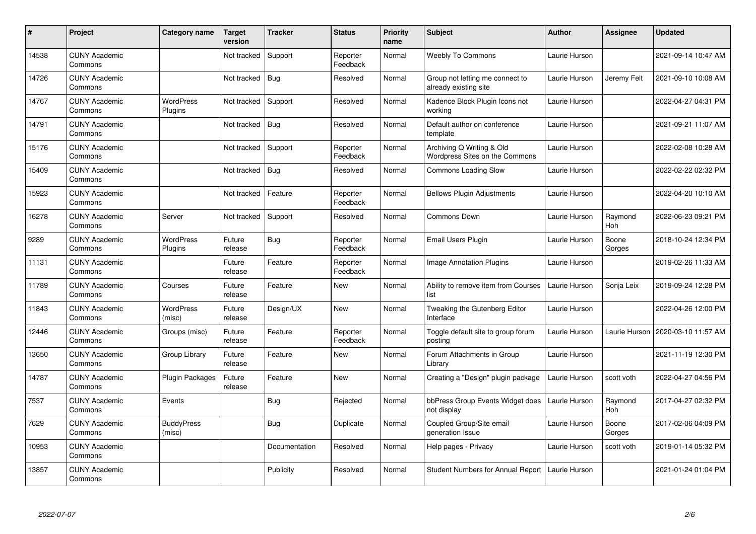| # | Project | Category name | Target version | Tracker | Status | Priority name | Subject | Author | Assignee | Updated |
|---|---|---|---|---|---|---|---|---|---|---|
| 14538 | CUNY Academic Commons | | Not tracked | Support | Reporter Feedback | Normal | Weebly To Commons | Laurie Hurson | | 2021-09-14 10:47 AM |
| 14726 | CUNY Academic Commons | | Not tracked | Bug | Resolved | Normal | Group not letting me connect to already existing site | Laurie Hurson | Jeremy Felt | 2021-09-10 10:08 AM |
| 14767 | CUNY Academic Commons | WordPress Plugins | Not tracked | Support | Resolved | Normal | Kadence Block Plugin Icons not working | Laurie Hurson | | 2022-04-27 04:31 PM |
| 14791 | CUNY Academic Commons | | Not tracked | Bug | Resolved | Normal | Default author on conference template | Laurie Hurson | | 2021-09-21 11:07 AM |
| 15176 | CUNY Academic Commons | | Not tracked | Support | Reporter Feedback | Normal | Archiving Q Writing & Old Wordpress Sites on the Commons | Laurie Hurson | | 2022-02-08 10:28 AM |
| 15409 | CUNY Academic Commons | | Not tracked | Bug | Resolved | Normal | Commons Loading Slow | Laurie Hurson | | 2022-02-22 02:32 PM |
| 15923 | CUNY Academic Commons | | Not tracked | Feature | Reporter Feedback | Normal | Bellows Plugin Adjustments | Laurie Hurson | | 2022-04-20 10:10 AM |
| 16278 | CUNY Academic Commons | Server | Not tracked | Support | Resolved | Normal | Commons Down | Laurie Hurson | Raymond Hoh | 2022-06-23 09:21 PM |
| 9289 | CUNY Academic Commons | WordPress Plugins | Future release | Bug | Reporter Feedback | Normal | Email Users Plugin | Laurie Hurson | Boone Gorges | 2018-10-24 12:34 PM |
| 11131 | CUNY Academic Commons | | Future release | Feature | Reporter Feedback | Normal | Image Annotation Plugins | Laurie Hurson | | 2019-02-26 11:33 AM |
| 11789 | CUNY Academic Commons | Courses | Future release | Feature | New | Normal | Ability to remove item from Courses list | Laurie Hurson | Sonja Leix | 2019-09-24 12:28 PM |
| 11843 | CUNY Academic Commons | WordPress (misc) | Future release | Design/UX | New | Normal | Tweaking the Gutenberg Editor Interface | Laurie Hurson | | 2022-04-26 12:00 PM |
| 12446 | CUNY Academic Commons | Groups (misc) | Future release | Feature | Reporter Feedback | Normal | Toggle default site to group forum posting | Laurie Hurson | Laurie Hurson | 2020-03-10 11:57 AM |
| 13650 | CUNY Academic Commons | Group Library | Future release | Feature | New | Normal | Forum Attachments in Group Library | Laurie Hurson | | 2021-11-19 12:30 PM |
| 14787 | CUNY Academic Commons | Plugin Packages | Future release | Feature | New | Normal | Creating a "Design" plugin package | Laurie Hurson | scott voth | 2022-04-27 04:56 PM |
| 7537 | CUNY Academic Commons | Events | | Bug | Rejected | Normal | bbPress Group Events Widget does not display | Laurie Hurson | Raymond Hoh | 2017-04-27 02:32 PM |
| 7629 | CUNY Academic Commons | BuddyPress (misc) | | Bug | Duplicate | Normal | Coupled Group/Site email generation Issue | Laurie Hurson | Boone Gorges | 2017-02-06 04:09 PM |
| 10953 | CUNY Academic Commons | | | Documentation | Resolved | Normal | Help pages - Privacy | Laurie Hurson | scott voth | 2019-01-14 05:32 PM |
| 13857 | CUNY Academic Commons | | | Publicity | Resolved | Normal | Student Numbers for Annual Report | Laurie Hurson | | 2021-01-24 01:04 PM |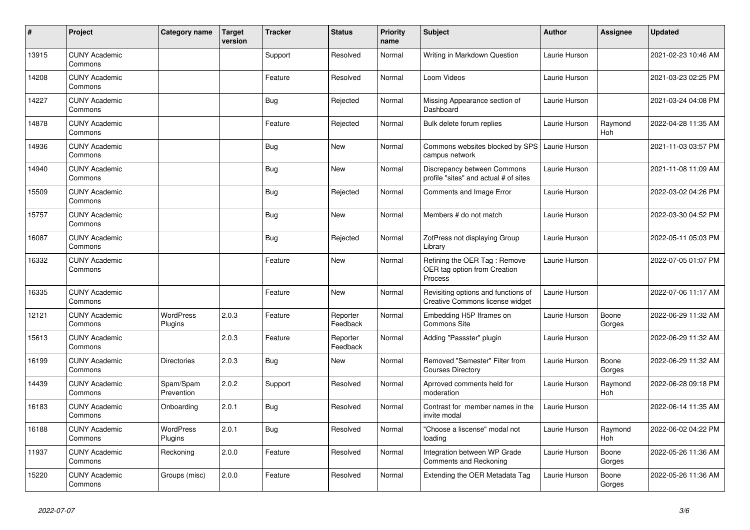| # | Project | Category name | Target version | Tracker | Status | Priority name | Subject | Author | Assignee | Updated |
|---|---|---|---|---|---|---|---|---|---|---|
| 13915 | CUNY Academic Commons | | | Support | Resolved | Normal | Writing in Markdown Question | Laurie Hurson | | 2021-02-23 10:46 AM |
| 14208 | CUNY Academic Commons | | | Feature | Resolved | Normal | Loom Videos | Laurie Hurson | | 2021-03-23 02:25 PM |
| 14227 | CUNY Academic Commons | | | Bug | Rejected | Normal | Missing Appearance section of Dashboard | Laurie Hurson | | 2021-03-24 04:08 PM |
| 14878 | CUNY Academic Commons | | | Feature | Rejected | Normal | Bulk delete forum replies | Laurie Hurson | Raymond Hoh | 2022-04-28 11:35 AM |
| 14936 | CUNY Academic Commons | | | Bug | New | Normal | Commons websites blocked by SPS campus network | Laurie Hurson | | 2021-11-03 03:57 PM |
| 14940 | CUNY Academic Commons | | | Bug | New | Normal | Discrepancy between Commons profile "sites" and actual # of sites | Laurie Hurson | | 2021-11-08 11:09 AM |
| 15509 | CUNY Academic Commons | | | Bug | Rejected | Normal | Comments and Image Error | Laurie Hurson | | 2022-03-02 04:26 PM |
| 15757 | CUNY Academic Commons | | | Bug | New | Normal | Members # do not match | Laurie Hurson | | 2022-03-30 04:52 PM |
| 16087 | CUNY Academic Commons | | | Bug | Rejected | Normal | ZotPress not displaying Group Library | Laurie Hurson | | 2022-05-11 05:03 PM |
| 16332 | CUNY Academic Commons | | | Feature | New | Normal | Refining the OER Tag : Remove OER tag option from Creation Process | Laurie Hurson | | 2022-07-05 01:07 PM |
| 16335 | CUNY Academic Commons | | | Feature | New | Normal | Revisiting options and functions of Creative Commons license widget | Laurie Hurson | | 2022-07-06 11:17 AM |
| 12121 | CUNY Academic Commons | WordPress Plugins | 2.0.3 | Feature | Reporter Feedback | Normal | Embedding H5P Iframes on Commons Site | Laurie Hurson | Boone Gorges | 2022-06-29 11:32 AM |
| 15613 | CUNY Academic Commons | | 2.0.3 | Feature | Reporter Feedback | Normal | Adding "Passster" plugin | Laurie Hurson | | 2022-06-29 11:32 AM |
| 16199 | CUNY Academic Commons | Directories | 2.0.3 | Bug | New | Normal | Removed "Semester" Filter from Courses Directory | Laurie Hurson | Boone Gorges | 2022-06-29 11:32 AM |
| 14439 | CUNY Academic Commons | Spam/Spam Prevention | 2.0.2 | Support | Resolved | Normal | Aprroved comments held for moderation | Laurie Hurson | Raymond Hoh | 2022-06-28 09:18 PM |
| 16183 | CUNY Academic Commons | Onboarding | 2.0.1 | Bug | Resolved | Normal | Contrast for member names in the invite modal | Laurie Hurson | | 2022-06-14 11:35 AM |
| 16188 | CUNY Academic Commons | WordPress Plugins | 2.0.1 | Bug | Resolved | Normal | "Choose a liscense" modal not loading | Laurie Hurson | Raymond Hoh | 2022-06-02 04:22 PM |
| 11937 | CUNY Academic Commons | Reckoning | 2.0.0 | Feature | Resolved | Normal | Integration between WP Grade Comments and Reckoning | Laurie Hurson | Boone Gorges | 2022-05-26 11:36 AM |
| 15220 | CUNY Academic Commons | Groups (misc) | 2.0.0 | Feature | Resolved | Normal | Extending the OER Metadata Tag | Laurie Hurson | Boone Gorges | 2022-05-26 11:36 AM |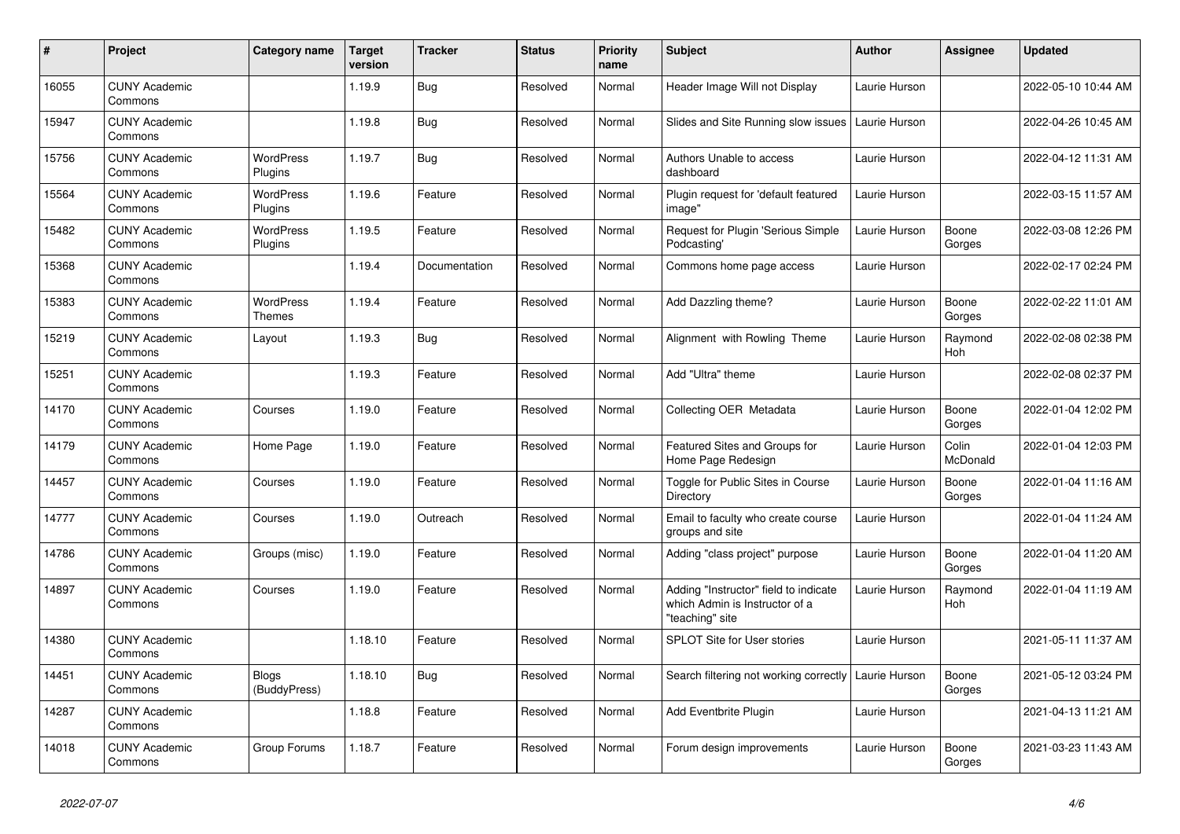| # | Project | Category name | Target version | Tracker | Status | Priority name | Subject | Author | Assignee | Updated |
|---|---|---|---|---|---|---|---|---|---|---|
| 16055 | CUNY Academic Commons | | 1.19.9 | Bug | Resolved | Normal | Header Image Will not Display | Laurie Hurson | | 2022-05-10 10:44 AM |
| 15947 | CUNY Academic Commons | | 1.19.8 | Bug | Resolved | Normal | Slides and Site Running slow issues | Laurie Hurson | | 2022-04-26 10:45 AM |
| 15756 | CUNY Academic Commons | WordPress Plugins | 1.19.7 | Bug | Resolved | Normal | Authors Unable to access dashboard | Laurie Hurson | | 2022-04-12 11:31 AM |
| 15564 | CUNY Academic Commons | WordPress Plugins | 1.19.6 | Feature | Resolved | Normal | Plugin request for 'default featured image" | Laurie Hurson | | 2022-03-15 11:57 AM |
| 15482 | CUNY Academic Commons | WordPress Plugins | 1.19.5 | Feature | Resolved | Normal | Request for Plugin 'Serious Simple Podcasting' | Laurie Hurson | Boone Gorges | 2022-03-08 12:26 PM |
| 15368 | CUNY Academic Commons | | 1.19.4 | Documentation | Resolved | Normal | Commons home page access | Laurie Hurson | | 2022-02-17 02:24 PM |
| 15383 | CUNY Academic Commons | WordPress Themes | 1.19.4 | Feature | Resolved | Normal | Add Dazzling theme? | Laurie Hurson | Boone Gorges | 2022-02-22 11:01 AM |
| 15219 | CUNY Academic Commons | Layout | 1.19.3 | Bug | Resolved | Normal | Alignment with Rowling Theme | Laurie Hurson | Raymond Hoh | 2022-02-08 02:38 PM |
| 15251 | CUNY Academic Commons | | 1.19.3 | Feature | Resolved | Normal | Add "Ultra" theme | Laurie Hurson | | 2022-02-08 02:37 PM |
| 14170 | CUNY Academic Commons | Courses | 1.19.0 | Feature | Resolved | Normal | Collecting OER Metadata | Laurie Hurson | Boone Gorges | 2022-01-04 12:02 PM |
| 14179 | CUNY Academic Commons | Home Page | 1.19.0 | Feature | Resolved | Normal | Featured Sites and Groups for Home Page Redesign | Laurie Hurson | Colin McDonald | 2022-01-04 12:03 PM |
| 14457 | CUNY Academic Commons | Courses | 1.19.0 | Feature | Resolved | Normal | Toggle for Public Sites in Course Directory | Laurie Hurson | Boone Gorges | 2022-01-04 11:16 AM |
| 14777 | CUNY Academic Commons | Courses | 1.19.0 | Outreach | Resolved | Normal | Email to faculty who create course groups and site | Laurie Hurson | | 2022-01-04 11:24 AM |
| 14786 | CUNY Academic Commons | Groups (misc) | 1.19.0 | Feature | Resolved | Normal | Adding "class project" purpose | Laurie Hurson | Boone Gorges | 2022-01-04 11:20 AM |
| 14897 | CUNY Academic Commons | Courses | 1.19.0 | Feature | Resolved | Normal | Adding "Instructor" field to indicate which Admin is Instructor of a "teaching" site | Laurie Hurson | Raymond Hoh | 2022-01-04 11:19 AM |
| 14380 | CUNY Academic Commons | | 1.18.10 | Feature | Resolved | Normal | SPLOT Site for User stories | Laurie Hurson | | 2021-05-11 11:37 AM |
| 14451 | CUNY Academic Commons | Blogs (BuddyPress) | 1.18.10 | Bug | Resolved | Normal | Search filtering not working correctly | Laurie Hurson | Boone Gorges | 2021-05-12 03:24 PM |
| 14287 | CUNY Academic Commons | | 1.18.8 | Feature | Resolved | Normal | Add Eventbrite Plugin | Laurie Hurson | | 2021-04-13 11:21 AM |
| 14018 | CUNY Academic Commons | Group Forums | 1.18.7 | Feature | Resolved | Normal | Forum design improvements | Laurie Hurson | Boone Gorges | 2021-03-23 11:43 AM |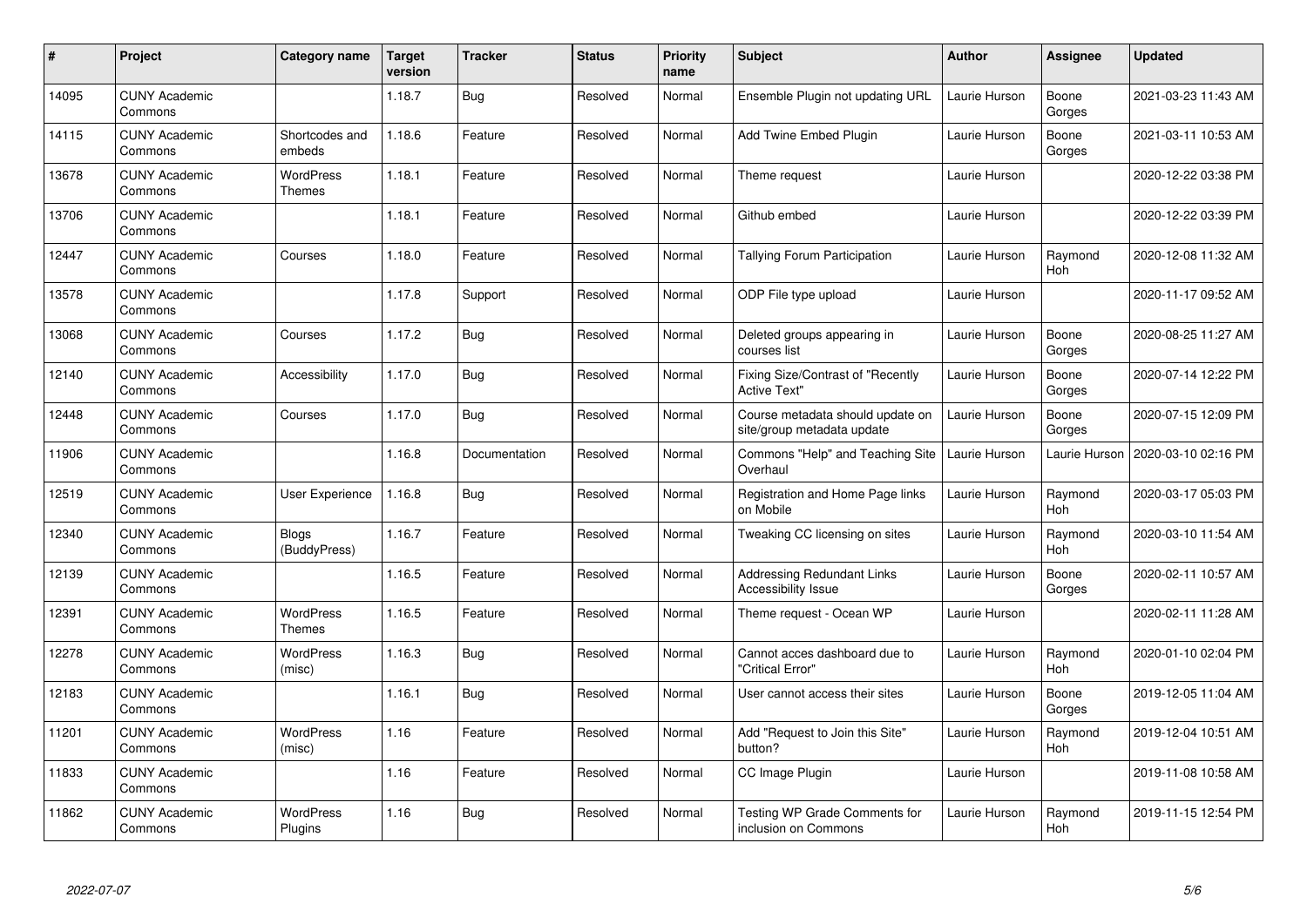| # | Project | Category name | Target version | Tracker | Status | Priority name | Subject | Author | Assignee | Updated |
|---|---|---|---|---|---|---|---|---|---|---|
| 14095 | CUNY Academic Commons | | 1.18.7 | Bug | Resolved | Normal | Ensemble Plugin not updating URL | Laurie Hurson | Boone Gorges | 2021-03-23 11:43 AM |
| 14115 | CUNY Academic Commons | Shortcodes and embeds | 1.18.6 | Feature | Resolved | Normal | Add Twine Embed Plugin | Laurie Hurson | Boone Gorges | 2021-03-11 10:53 AM |
| 13678 | CUNY Academic Commons | WordPress Themes | 1.18.1 | Feature | Resolved | Normal | Theme request | Laurie Hurson | | 2020-12-22 03:38 PM |
| 13706 | CUNY Academic Commons | | 1.18.1 | Feature | Resolved | Normal | Github embed | Laurie Hurson | | 2020-12-22 03:39 PM |
| 12447 | CUNY Academic Commons | Courses | 1.18.0 | Feature | Resolved | Normal | Tallying Forum Participation | Laurie Hurson | Raymond Hoh | 2020-12-08 11:32 AM |
| 13578 | CUNY Academic Commons | | 1.17.8 | Support | Resolved | Normal | ODP File type upload | Laurie Hurson | | 2020-11-17 09:52 AM |
| 13068 | CUNY Academic Commons | Courses | 1.17.2 | Bug | Resolved | Normal | Deleted groups appearing in courses list | Laurie Hurson | Boone Gorges | 2020-08-25 11:27 AM |
| 12140 | CUNY Academic Commons | Accessibility | 1.17.0 | Bug | Resolved | Normal | Fixing Size/Contrast of "Recently Active Text" | Laurie Hurson | Boone Gorges | 2020-07-14 12:22 PM |
| 12448 | CUNY Academic Commons | Courses | 1.17.0 | Bug | Resolved | Normal | Course metadata should update on site/group metadata update | Laurie Hurson | Boone Gorges | 2020-07-15 12:09 PM |
| 11906 | CUNY Academic Commons | | 1.16.8 | Documentation | Resolved | Normal | Commons "Help" and Teaching Site Overhaul | Laurie Hurson | Laurie Hurson | 2020-03-10 02:16 PM |
| 12519 | CUNY Academic Commons | User Experience | 1.16.8 | Bug | Resolved | Normal | Registration and Home Page links on Mobile | Laurie Hurson | Raymond Hoh | 2020-03-17 05:03 PM |
| 12340 | CUNY Academic Commons | Blogs (BuddyPress) | 1.16.7 | Feature | Resolved | Normal | Tweaking CC licensing on sites | Laurie Hurson | Raymond Hoh | 2020-03-10 11:54 AM |
| 12139 | CUNY Academic Commons | | 1.16.5 | Feature | Resolved | Normal | Addressing Redundant Links Accessibility Issue | Laurie Hurson | Boone Gorges | 2020-02-11 10:57 AM |
| 12391 | CUNY Academic Commons | WordPress Themes | 1.16.5 | Feature | Resolved | Normal | Theme request - Ocean WP | Laurie Hurson | | 2020-02-11 11:28 AM |
| 12278 | CUNY Academic Commons | WordPress (misc) | 1.16.3 | Bug | Resolved | Normal | Cannot acces dashboard due to "Critical Error" | Laurie Hurson | Raymond Hoh | 2020-01-10 02:04 PM |
| 12183 | CUNY Academic Commons | | 1.16.1 | Bug | Resolved | Normal | User cannot access their sites | Laurie Hurson | Boone Gorges | 2019-12-05 11:04 AM |
| 11201 | CUNY Academic Commons | WordPress (misc) | 1.16 | Feature | Resolved | Normal | Add "Request to Join this Site" button? | Laurie Hurson | Raymond Hoh | 2019-12-04 10:51 AM |
| 11833 | CUNY Academic Commons | | 1.16 | Feature | Resolved | Normal | CC Image Plugin | Laurie Hurson | | 2019-11-08 10:58 AM |
| 11862 | CUNY Academic Commons | WordPress Plugins | 1.16 | Bug | Resolved | Normal | Testing WP Grade Comments for inclusion on Commons | Laurie Hurson | Raymond Hoh | 2019-11-15 12:54 PM |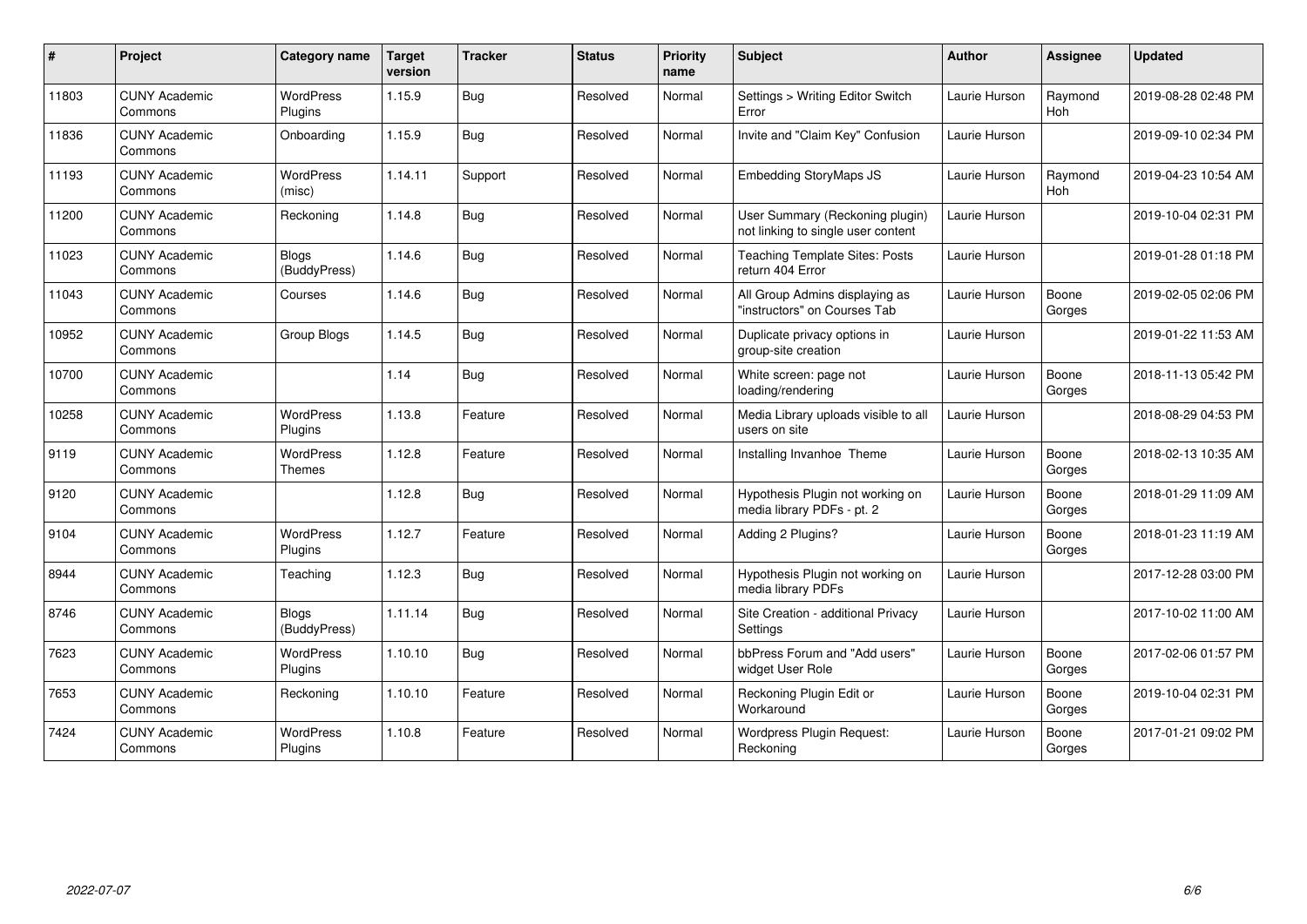| # | Project | Category name | Target version | Tracker | Status | Priority name | Subject | Author | Assignee | Updated |
|---|---|---|---|---|---|---|---|---|---|---|
| 11803 | CUNY Academic Commons | WordPress Plugins | 1.15.9 | Bug | Resolved | Normal | Settings > Writing Editor Switch Error | Laurie Hurson | Raymond Hoh | 2019-08-28 02:48 PM |
| 11836 | CUNY Academic Commons | Onboarding | 1.15.9 | Bug | Resolved | Normal | Invite and "Claim Key" Confusion | Laurie Hurson | | 2019-09-10 02:34 PM |
| 11193 | CUNY Academic Commons | WordPress (misc) | 1.14.11 | Support | Resolved | Normal | Embedding StoryMaps JS | Laurie Hurson | Raymond Hoh | 2019-04-23 10:54 AM |
| 11200 | CUNY Academic Commons | Reckoning | 1.14.8 | Bug | Resolved | Normal | User Summary (Reckoning plugin) not linking to single user content | Laurie Hurson | | 2019-10-04 02:31 PM |
| 11023 | CUNY Academic Commons | Blogs (BuddyPress) | 1.14.6 | Bug | Resolved | Normal | Teaching Template Sites: Posts return 404 Error | Laurie Hurson | | 2019-01-28 01:18 PM |
| 11043 | CUNY Academic Commons | Courses | 1.14.6 | Bug | Resolved | Normal | All Group Admins displaying as "instructors" on Courses Tab | Laurie Hurson | Boone Gorges | 2019-02-05 02:06 PM |
| 10952 | CUNY Academic Commons | Group Blogs | 1.14.5 | Bug | Resolved | Normal | Duplicate privacy options in group-site creation | Laurie Hurson | | 2019-01-22 11:53 AM |
| 10700 | CUNY Academic Commons | | 1.14 | Bug | Resolved | Normal | White screen: page not loading/rendering | Laurie Hurson | Boone Gorges | 2018-11-13 05:42 PM |
| 10258 | CUNY Academic Commons | WordPress Plugins | 1.13.8 | Feature | Resolved | Normal | Media Library uploads visible to all users on site | Laurie Hurson | | 2018-08-29 04:53 PM |
| 9119 | CUNY Academic Commons | WordPress Themes | 1.12.8 | Feature | Resolved | Normal | Installing Invanhoe Theme | Laurie Hurson | Boone Gorges | 2018-02-13 10:35 AM |
| 9120 | CUNY Academic Commons | | 1.12.8 | Bug | Resolved | Normal | Hypothesis Plugin not working on media library PDFs - pt. 2 | Laurie Hurson | Boone Gorges | 2018-01-29 11:09 AM |
| 9104 | CUNY Academic Commons | WordPress Plugins | 1.12.7 | Feature | Resolved | Normal | Adding 2 Plugins? | Laurie Hurson | Boone Gorges | 2018-01-23 11:19 AM |
| 8944 | CUNY Academic Commons | Teaching | 1.12.3 | Bug | Resolved | Normal | Hypothesis Plugin not working on media library PDFs | Laurie Hurson | | 2017-12-28 03:00 PM |
| 8746 | CUNY Academic Commons | Blogs (BuddyPress) | 1.11.14 | Bug | Resolved | Normal | Site Creation - additional Privacy Settings | Laurie Hurson | | 2017-10-02 11:00 AM |
| 7623 | CUNY Academic Commons | WordPress Plugins | 1.10.10 | Bug | Resolved | Normal | bbPress Forum and "Add users" widget User Role | Laurie Hurson | Boone Gorges | 2017-02-06 01:57 PM |
| 7653 | CUNY Academic Commons | Reckoning | 1.10.10 | Feature | Resolved | Normal | Reckoning Plugin Edit or Workaround | Laurie Hurson | Boone Gorges | 2019-10-04 02:31 PM |
| 7424 | CUNY Academic Commons | WordPress Plugins | 1.10.8 | Feature | Resolved | Normal | Wordpress Plugin Request: Reckoning | Laurie Hurson | Boone Gorges | 2017-01-21 09:02 PM |